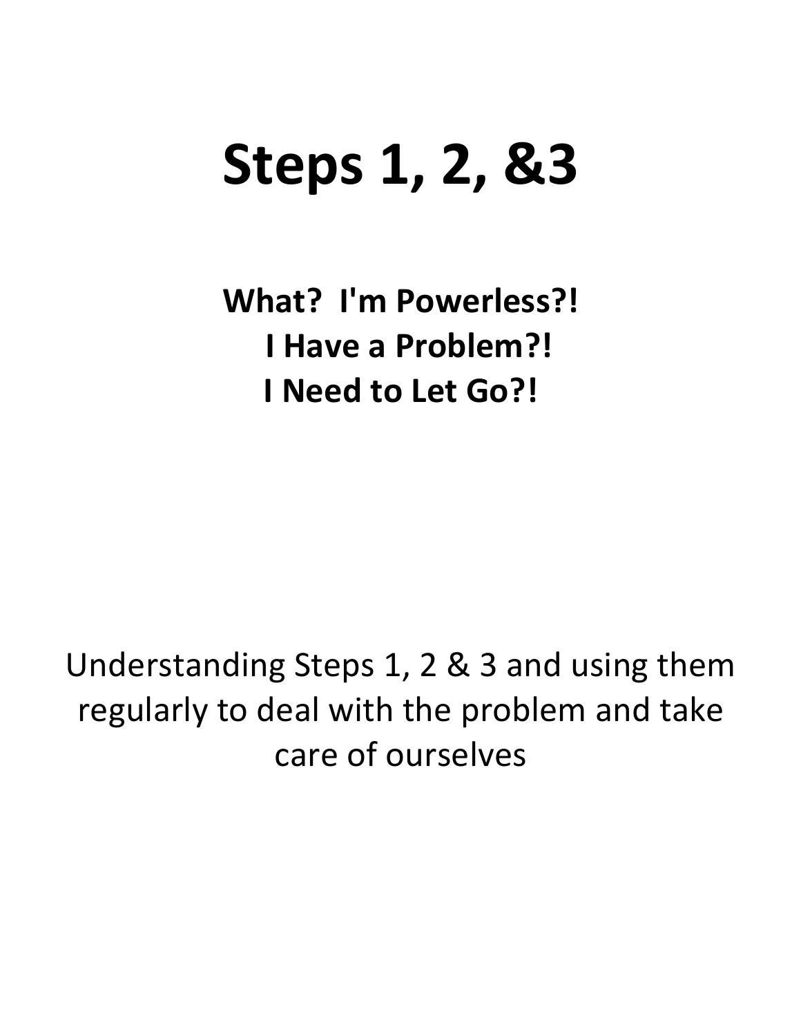# Steps 1, 2, &3

**What? I'm Powerless?!**
**I Have a Problem?!**
**I Need to Let Go?!**

Understanding Steps 1, 2 & 3 and using them regularly to deal with the problem and take care of ourselves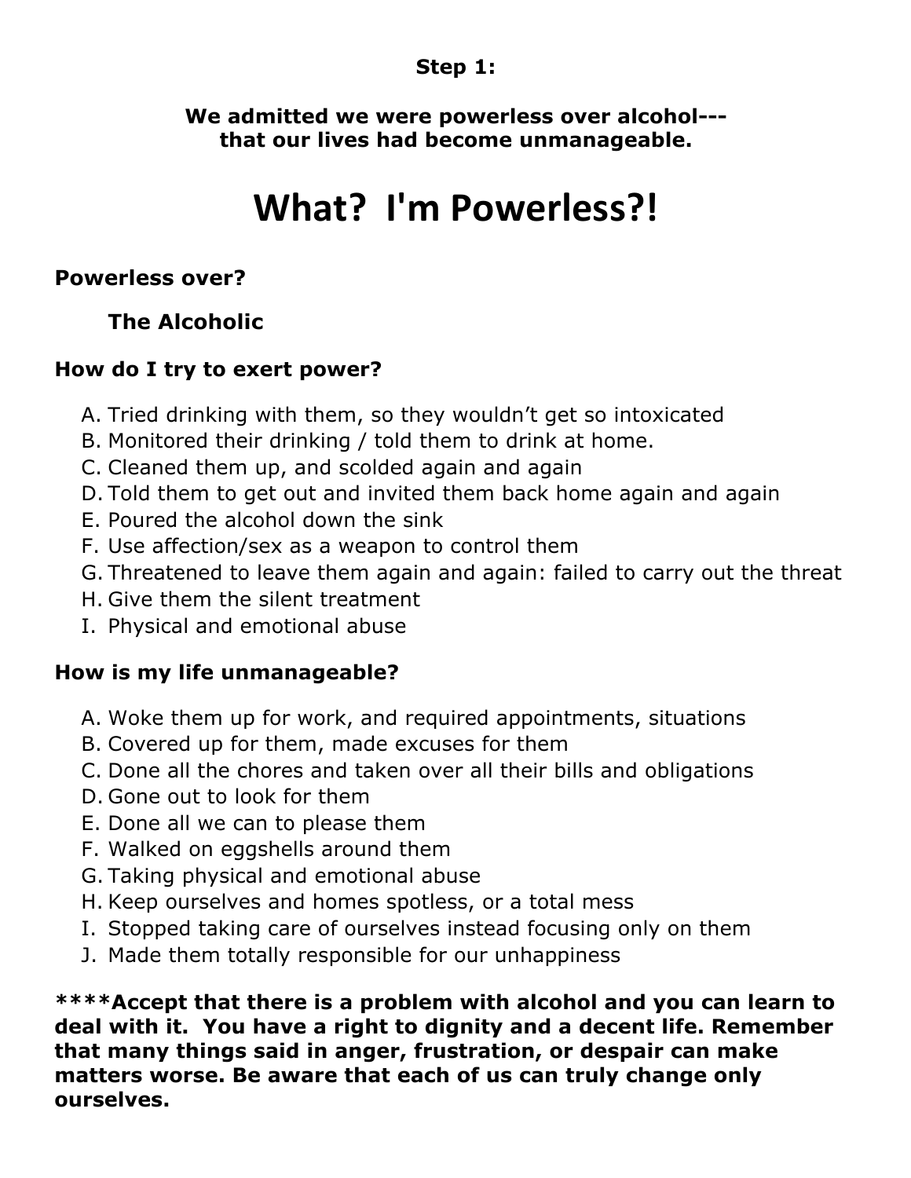**Step 1:**

**We admitted we were powerless over alcohol--- that our lives had become unmanageable.**

# What? I'm Powerless?!

### Powerless over?

**The Alcoholic**

### How do I try to exert power?

A. Tried drinking with them, so they wouldn't get so intoxicated
B. Monitored their drinking / told them to drink at home.
C. Cleaned them up, and scolded again and again
D. Told them to get out and invited them back home again and again
E. Poured the alcohol down the sink
F. Use affection/sex as a weapon to control them
G. Threatened to leave them again and again: failed to carry out the threat
H. Give them the silent treatment
I. Physical and emotional abuse

### How is my life unmanageable?

A. Woke them up for work, and required appointments, situations
B. Covered up for them, made excuses for them
C. Done all the chores and taken over all their bills and obligations
D. Gone out to look for them
E. Done all we can to please them
F. Walked on eggshells around them
G. Taking physical and emotional abuse
H. Keep ourselves and homes spotless, or a total mess
I. Stopped taking care of ourselves instead focusing only on them
J. Made them totally responsible for our unhappiness

**\*\*\*\*Accept that there is a problem with alcohol and you can learn to deal with it. You have a right to dignity and a decent life. Remember that many things said in anger, frustration, or despair can make matters worse. Be aware that each of us can truly change only ourselves.**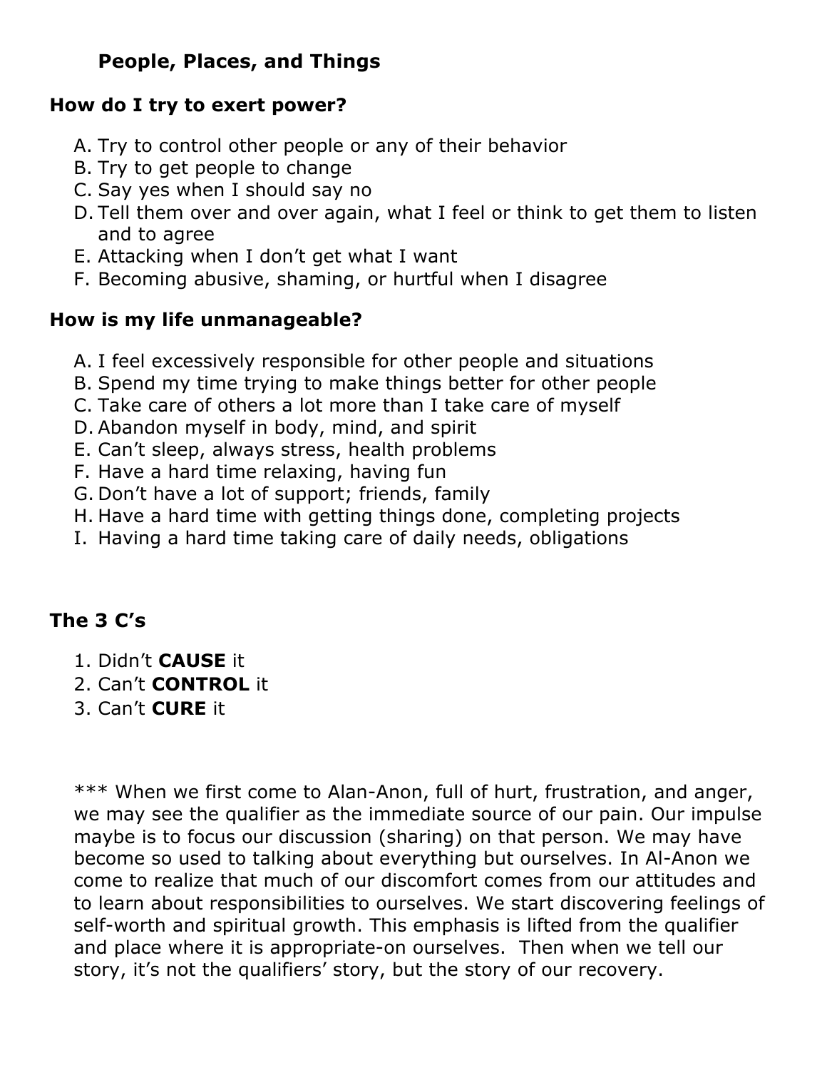## People, Places, and Things

### How do I try to exert power?

A. Try to control other people or any of their behavior
B. Try to get people to change
C. Say yes when I should say no
D. Tell them over and over again, what I feel or think to get them to listen and to agree
E. Attacking when I don’t get what I want
F. Becoming abusive, shaming, or hurtful when I disagree

### How is my life unmanageable?

A. I feel excessively responsible for other people and situations
B. Spend my time trying to make things better for other people
C. Take care of others a lot more than I take care of myself
D. Abandon myself in body, mind, and spirit
E. Can’t sleep, always stress, health problems
F. Have a hard time relaxing, having fun
G. Don’t have a lot of support; friends, family
H. Have a hard time with getting things done, completing projects
I. Having a hard time taking care of daily needs, obligations

### The 3 C’s

1. Didn’t **CAUSE** it
2. Can’t **CONTROL** it
3. Can’t **CURE** it

*** When we first come to Alan-Anon, full of hurt, frustration, and anger, we may see the qualifier as the immediate source of our pain. Our impulse maybe is to focus our discussion (sharing) on that person. We may have become so used to talking about everything but ourselves. In Al-Anon we come to realize that much of our discomfort comes from our attitudes and to learn about responsibilities to ourselves. We start discovering feelings of self-worth and spiritual growth. This emphasis is lifted from the qualifier and place where it is appropriate-on ourselves. Then when we tell our story, it’s not the qualifiers’ story, but the story of our recovery.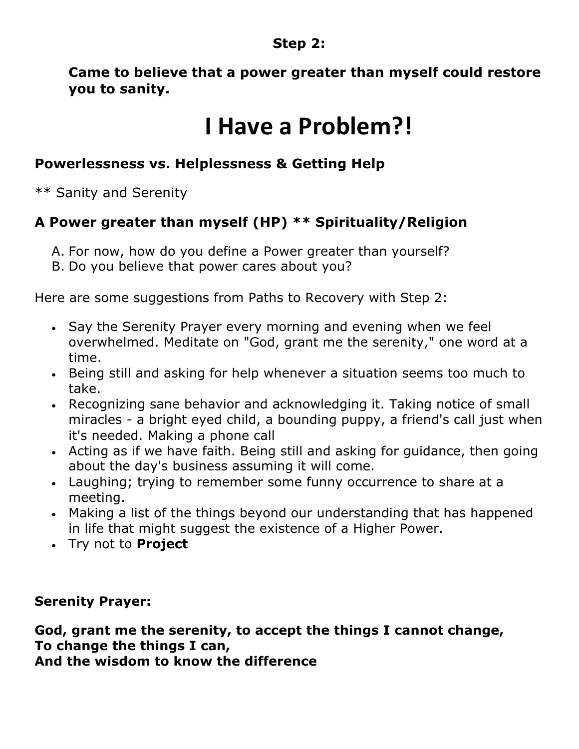**Step 2:**

**Came to believe that a power greater than myself could restore you to sanity.**

# I Have a Problem?!

## Powerlessness vs. Helplessness & Getting Help

** Sanity and Serenity

## A Power greater than myself (HP) ** Spirituality/Religion

A. For now, how do you define a Power greater than yourself?
B. Do you believe that power cares about you?

Here are some suggestions from Paths to Recovery with Step 2:

- Say the Serenity Prayer every morning and evening when we feel overwhelmed. Meditate on "God, grant me the serenity," one word at a time.
- Being still and asking for help whenever a situation seems too much to take.
- Recognizing sane behavior and acknowledging it. Taking notice of small miracles - a bright eyed child, a bounding puppy, a friend's call just when it's needed. Making a phone call
- Acting as if we have faith. Being still and asking for guidance, then going about the day's business assuming it will come.
- Laughing; trying to remember some funny occurrence to share at a meeting.
- Making a list of the things beyond our understanding that has happened in life that might suggest the existence of a Higher Power.
- Try not to **Project**

**Serenity Prayer:**

**God, grant me the serenity, to accept the things I cannot change,**
**To change the things I can,**
**And the wisdom to know the difference**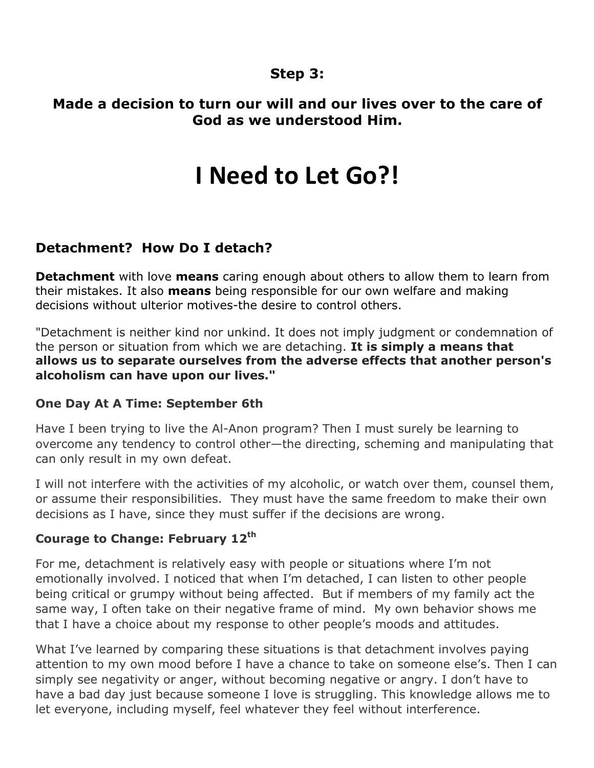**Step 3:**

**Made a decision to turn our will and our lives over to the care of God as we understood Him.**

# I Need to Let Go?!

## Detachment? How Do I detach?

**Detachment** with love **means** caring enough about others to allow them to learn from their mistakes. It also **means** being responsible for our own welfare and making decisions without ulterior motives-the desire to control others.

"Detachment is neither kind nor unkind. It does not imply judgment or condemnation of the person or situation from which we are detaching. **It is simply a means that allows us to separate ourselves from the adverse effects that another person's alcoholism can have upon our lives."**

### One Day At A Time: September 6th

Have I been trying to live the Al-Anon program? Then I must surely be learning to overcome any tendency to control other—the directing, scheming and manipulating that can only result in my own defeat.

I will not interfere with the activities of my alcoholic, or watch over them, counsel them, or assume their responsibilities. They must have the same freedom to make their own decisions as I have, since they must suffer if the decisions are wrong.

### Courage to Change: February 12th

For me, detachment is relatively easy with people or situations where I'm not emotionally involved. I noticed that when I'm detached, I can listen to other people being critical or grumpy without being affected. But if members of my family act the same way, I often take on their negative frame of mind. My own behavior shows me that I have a choice about my response to other people's moods and attitudes.

What I've learned by comparing these situations is that detachment involves paying attention to my own mood before I have a chance to take on someone else's. Then I can simply see negativity or anger, without becoming negative or angry. I don't have to have a bad day just because someone I love is struggling. This knowledge allows me to let everyone, including myself, feel whatever they feel without interference.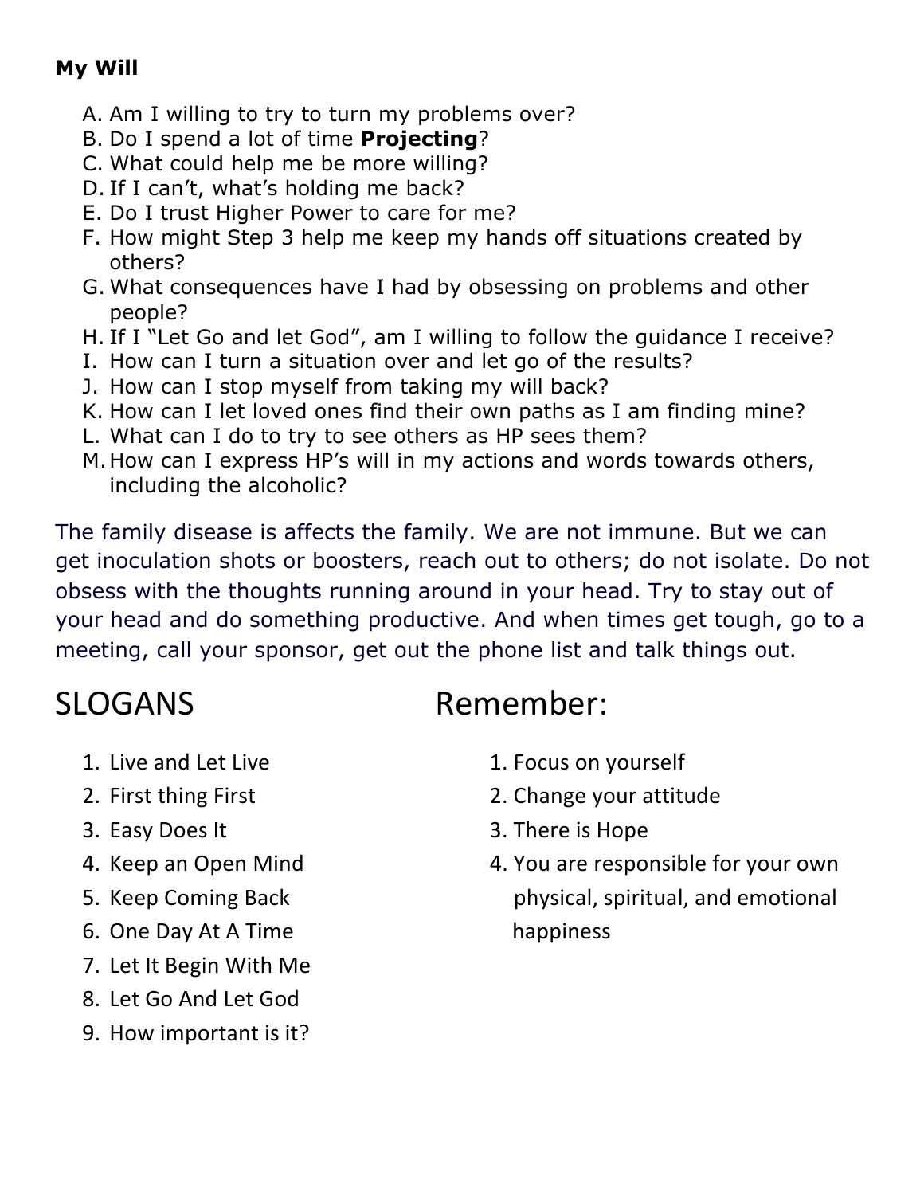**My Will**

A. Am I willing to try to turn my problems over?
B. Do I spend a lot of time **Projecting**?
C. What could help me be more willing?
D. If I can't, what's holding me back?
E. Do I trust Higher Power to care for me?
F. How might Step 3 help me keep my hands off situations created by others?
G. What consequences have I had by obsessing on problems and other people?
H. If I "Let Go and let God", am I willing to follow the guidance I receive?
I. How can I turn a situation over and let go of the results?
J. How can I stop myself from taking my will back?
K. How can I let loved ones find their own paths as I am finding mine?
L. What can I do to try to see others as HP sees them?
M. How can I express HP's will in my actions and words towards others, including the alcoholic?

The family disease is affects the family. We are not immune. But we can get inoculation shots or boosters, reach out to others; do not isolate. Do not obsess with the thoughts running around in your head. Try to stay out of your head and do something productive. And when times get tough, go to a meeting, call your sponsor, get out the phone list and talk things out.

# SLOGANS

1. Live and Let Live
2. First thing First
3. Easy Does It
4. Keep an Open Mind
5. Keep Coming Back
6. One Day At A Time
7. Let It Begin With Me
8. Let Go And Let God
9. How important is it?

# Remember:

1. Focus on yourself
2. Change your attitude
3. There is Hope
4. You are responsible for your own physical, spiritual, and emotional happiness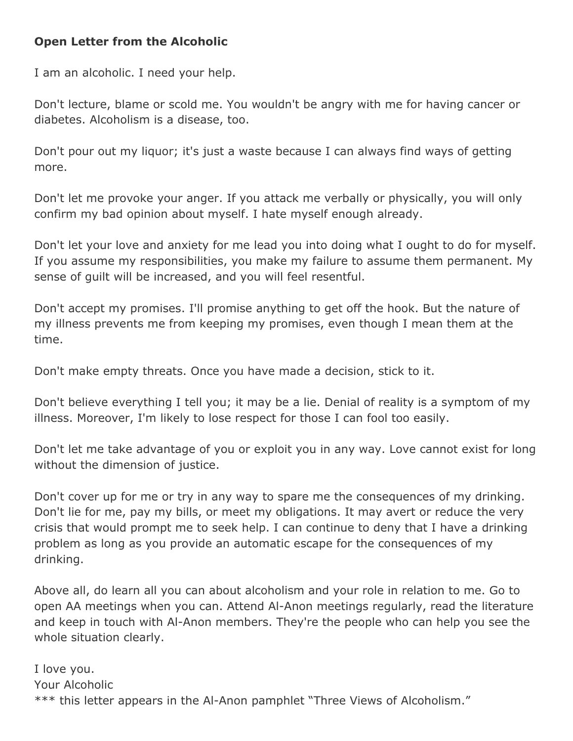**Open Letter from the Alcoholic**

I am an alcoholic. I need your help.

Don't lecture, blame or scold me. You wouldn't be angry with me for having cancer or diabetes. Alcoholism is a disease, too.

Don't pour out my liquor; it's just a waste because I can always find ways of getting more.

Don't let me provoke your anger. If you attack me verbally or physically, you will only confirm my bad opinion about myself. I hate myself enough already.

Don't let your love and anxiety for me lead you into doing what I ought to do for myself. If you assume my responsibilities, you make my failure to assume them permanent. My sense of guilt will be increased, and you will feel resentful.

Don't accept my promises. I'll promise anything to get off the hook. But the nature of my illness prevents me from keeping my promises, even though I mean them at the time.

Don't make empty threats. Once you have made a decision, stick to it.

Don't believe everything I tell you; it may be a lie. Denial of reality is a symptom of my illness. Moreover, I'm likely to lose respect for those I can fool too easily.

Don't let me take advantage of you or exploit you in any way. Love cannot exist for long without the dimension of justice.

Don't cover up for me or try in any way to spare me the consequences of my drinking. Don't lie for me, pay my bills, or meet my obligations. It may avert or reduce the very crisis that would prompt me to seek help. I can continue to deny that I have a drinking problem as long as you provide an automatic escape for the consequences of my drinking.

Above all, do learn all you can about alcoholism and your role in relation to me. Go to open AA meetings when you can. Attend Al-Anon meetings regularly, read the literature and keep in touch with Al-Anon members. They're the people who can help you see the whole situation clearly.

I love you.
Your Alcoholic
*** this letter appears in the Al-Anon pamphlet "Three Views of Alcoholism."